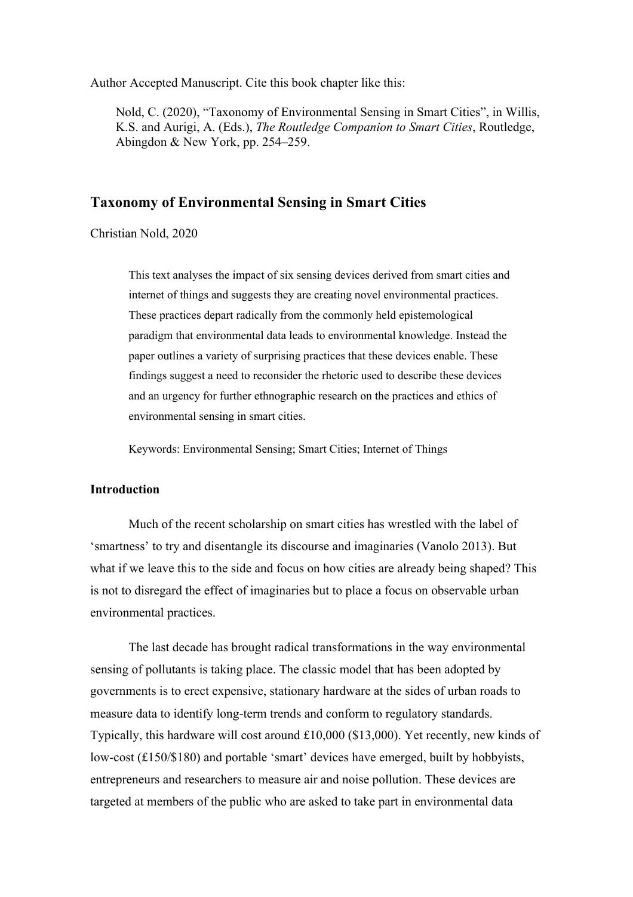Author Accepted Manuscript. Cite this book chapter like this:

> Nold, C. (2020), "Taxonomy of Environmental Sensing in Smart Cities", in Willis, K.S. and Aurigi, A. (Eds.), *The Routledge Companion to Smart Cities*, Routledge, Abingdon & New York, pp. 254–259.

## Taxonomy of Environmental Sensing in Smart Cities

Christian Nold, 2020

> This text analyses the impact of six sensing devices derived from smart cities and internet of things and suggests they are creating novel environmental practices. These practices depart radically from the commonly held epistemological paradigm that environmental data leads to environmental knowledge. Instead the paper outlines a variety of surprising practices that these devices enable. These findings suggest a need to reconsider the rhetoric used to describe these devices and an urgency for further ethnographic research on the practices and ethics of environmental sensing in smart cities.
>
> Keywords: Environmental Sensing; Smart Cities; Internet of Things

### Introduction

Much of the recent scholarship on smart cities has wrestled with the label of 'smartness' to try and disentangle its discourse and imaginaries (Vanolo 2013). But what if we leave this to the side and focus on how cities are already being shaped? This is not to disregard the effect of imaginaries but to place a focus on observable urban environmental practices.

The last decade has brought radical transformations in the way environmental sensing of pollutants is taking place. The classic model that has been adopted by governments is to erect expensive, stationary hardware at the sides of urban roads to measure data to identify long-term trends and conform to regulatory standards. Typically, this hardware will cost around £10,000 ($13,000). Yet recently, new kinds of low-cost (£150/$180) and portable 'smart' devices have emerged, built by hobbyists, entrepreneurs and researchers to measure air and noise pollution. These devices are targeted at members of the public who are asked to take part in environmental data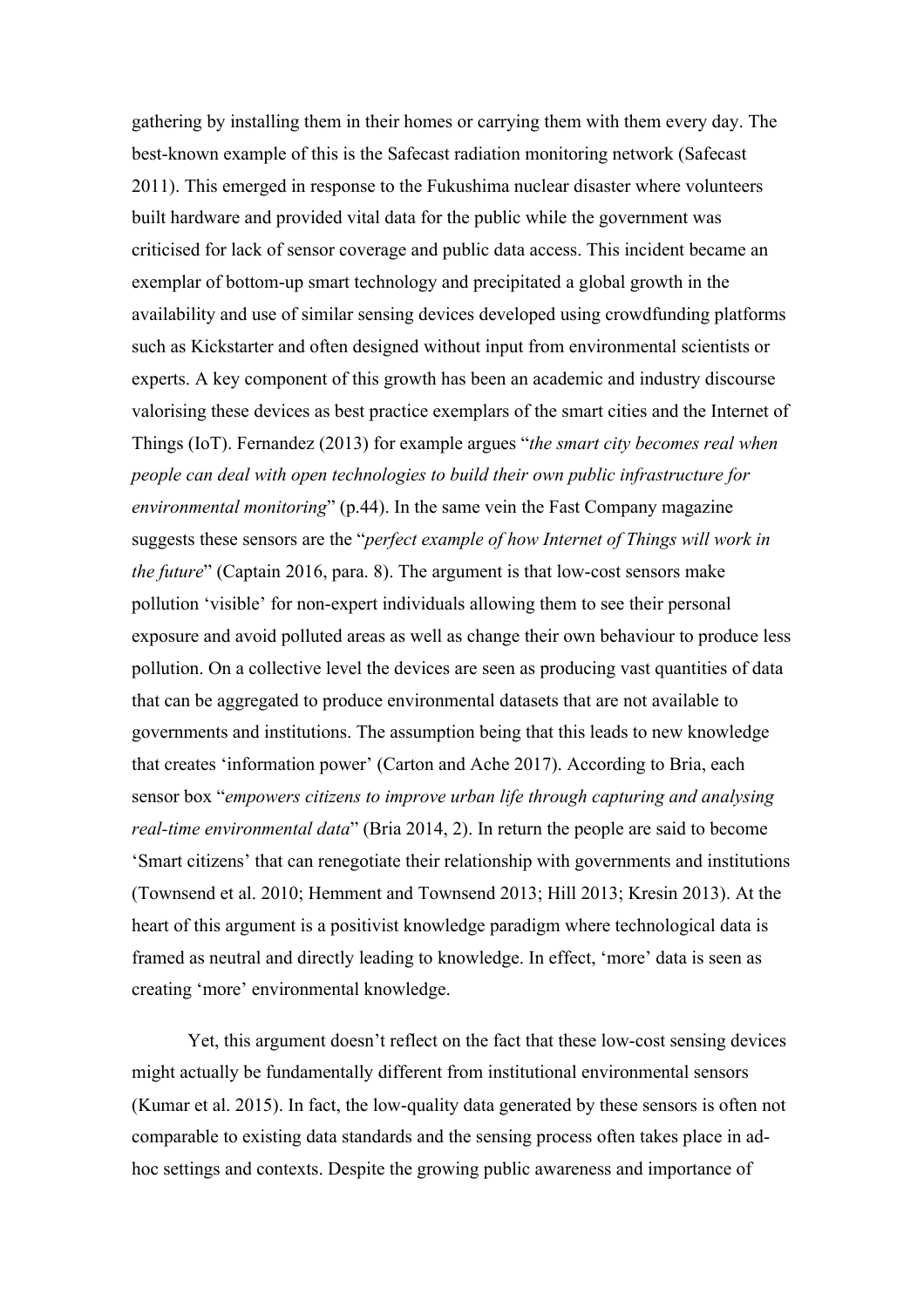gathering by installing them in their homes or carrying them with them every day. The best-known example of this is the Safecast radiation monitoring network (Safecast 2011). This emerged in response to the Fukushima nuclear disaster where volunteers built hardware and provided vital data for the public while the government was criticised for lack of sensor coverage and public data access. This incident became an exemplar of bottom-up smart technology and precipitated a global growth in the availability and use of similar sensing devices developed using crowdfunding platforms such as Kickstarter and often designed without input from environmental scientists or experts. A key component of this growth has been an academic and industry discourse valorising these devices as best practice exemplars of the smart cities and the Internet of Things (IoT). Fernandez (2013) for example argues "*the smart city becomes real when people can deal with open technologies to build their own public infrastructure for environmental monitoring*" (p.44). In the same vein the Fast Company magazine suggests these sensors are the "*perfect example of how Internet of Things will work in the future*" (Captain 2016, para. 8). The argument is that low-cost sensors make pollution 'visible' for non-expert individuals allowing them to see their personal exposure and avoid polluted areas as well as change their own behaviour to produce less pollution. On a collective level the devices are seen as producing vast quantities of data that can be aggregated to produce environmental datasets that are not available to governments and institutions. The assumption being that this leads to new knowledge that creates 'information power' (Carton and Ache 2017). According to Bria, each sensor box "*empowers citizens to improve urban life through capturing and analysing real-time environmental data*" (Bria 2014, 2). In return the people are said to become 'Smart citizens' that can renegotiate their relationship with governments and institutions (Townsend et al. 2010; Hemment and Townsend 2013; Hill 2013; Kresin 2013). At the heart of this argument is a positivist knowledge paradigm where technological data is framed as neutral and directly leading to knowledge. In effect, 'more' data is seen as creating 'more' environmental knowledge.

Yet, this argument doesn't reflect on the fact that these low-cost sensing devices might actually be fundamentally different from institutional environmental sensors (Kumar et al. 2015). In fact, the low-quality data generated by these sensors is often not comparable to existing data standards and the sensing process often takes place in ad-hoc settings and contexts. Despite the growing public awareness and importance of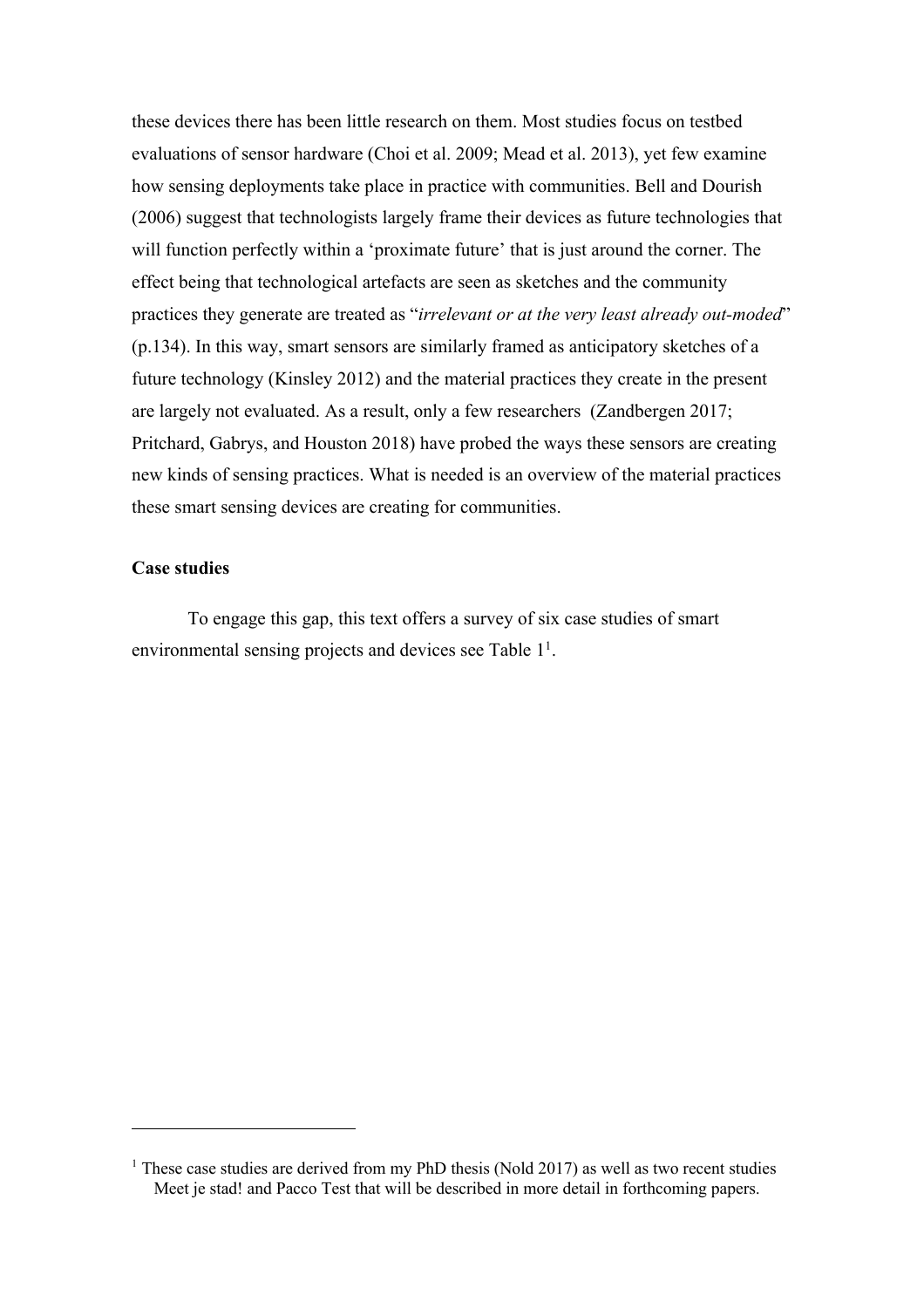these devices there has been little research on them. Most studies focus on testbed evaluations of sensor hardware (Choi et al. 2009; Mead et al. 2013), yet few examine how sensing deployments take place in practice with communities. Bell and Dourish (2006) suggest that technologists largely frame their devices as future technologies that will function perfectly within a 'proximate future' that is just around the corner. The effect being that technological artefacts are seen as sketches and the community practices they generate are treated as "*irrelevant or at the very least already out-moded*" (p.134). In this way, smart sensors are similarly framed as anticipatory sketches of a future technology (Kinsley 2012) and the material practices they create in the present are largely not evaluated. As a result, only a few researchers (Zandbergen 2017; Pritchard, Gabrys, and Houston 2018) have probed the ways these sensors are creating new kinds of sensing practices. What is needed is an overview of the material practices these smart sensing devices are creating for communities.

**Case studies**

To engage this gap, this text offers a survey of six case studies of smart environmental sensing projects and devices see Table 1[1].

[1] These case studies are derived from my PhD thesis (Nold 2017) as well as two recent studies Meet je stad! and Pacco Test that will be described in more detail in forthcoming papers.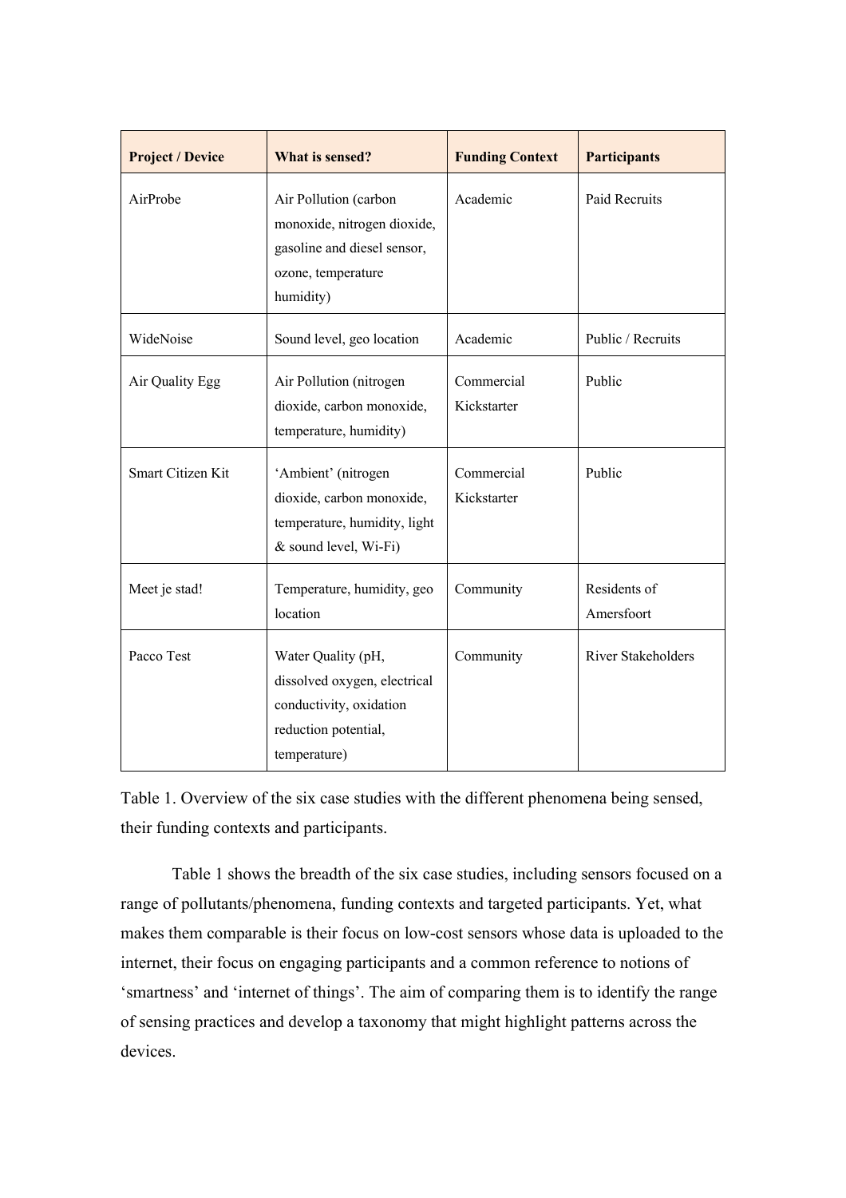| Project / Device | What is sensed? | Funding Context | Participants |
|---|---|---|---|
| AirProbe | Air Pollution (carbon monoxide, nitrogen dioxide, gasoline and diesel sensor, ozone, temperature humidity) | Academic | Paid Recruits |
| WideNoise | Sound level, geo location | Academic | Public / Recruits |
| Air Quality Egg | Air Pollution (nitrogen dioxide, carbon monoxide, temperature, humidity) | Commercial Kickstarter | Public |
| Smart Citizen Kit | 'Ambient' (nitrogen dioxide, carbon monoxide, temperature, humidity, light & sound level, Wi-Fi) | Commercial Kickstarter | Public |
| Meet je stad! | Temperature, humidity, geo location | Community | Residents of Amersfoort |
| Pacco Test | Water Quality (pH, dissolved oxygen, electrical conductivity, oxidation reduction potential, temperature) | Community | River Stakeholders |

Table 1. Overview of the six case studies with the different phenomena being sensed, their funding contexts and participants.

Table 1 shows the breadth of the six case studies, including sensors focused on a range of pollutants/phenomena, funding contexts and targeted participants. Yet, what makes them comparable is their focus on low-cost sensors whose data is uploaded to the internet, their focus on engaging participants and a common reference to notions of 'smartness' and 'internet of things'. The aim of comparing them is to identify the range of sensing practices and develop a taxonomy that might highlight patterns across the devices.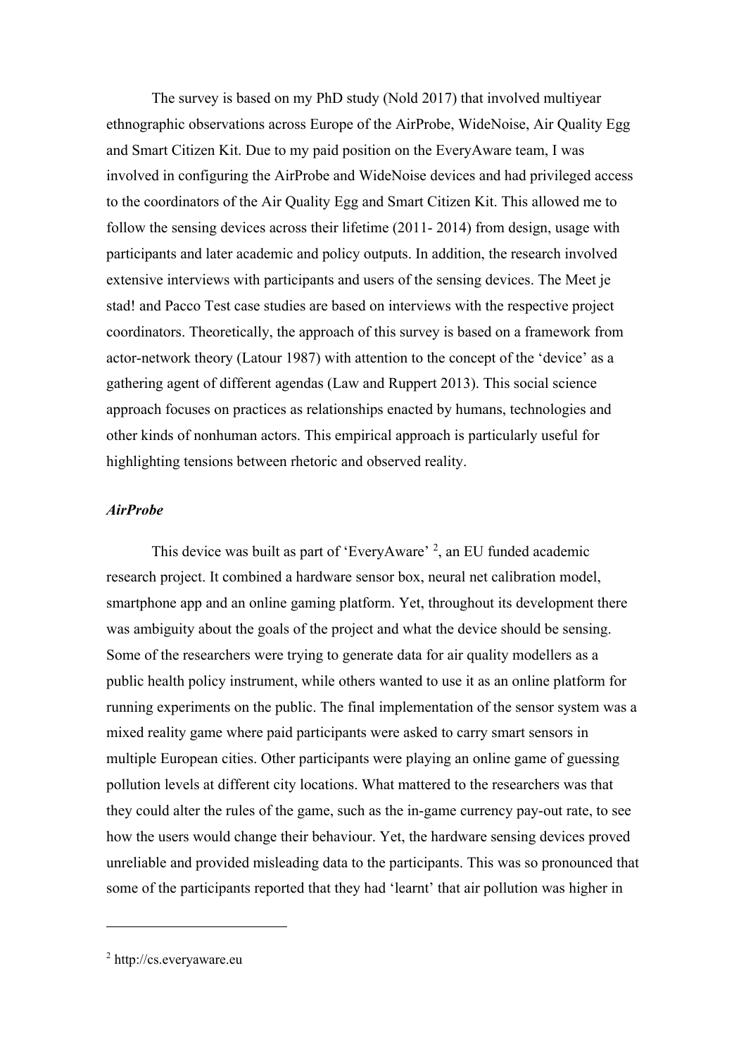The survey is based on my PhD study (Nold 2017) that involved multiyear ethnographic observations across Europe of the AirProbe, WideNoise, Air Quality Egg and Smart Citizen Kit. Due to my paid position on the EveryAware team, I was involved in configuring the AirProbe and WideNoise devices and had privileged access to the coordinators of the Air Quality Egg and Smart Citizen Kit. This allowed me to follow the sensing devices across their lifetime (2011- 2014) from design, usage with participants and later academic and policy outputs. In addition, the research involved extensive interviews with participants and users of the sensing devices. The Meet je stad! and Pacco Test case studies are based on interviews with the respective project coordinators. Theoretically, the approach of this survey is based on a framework from actor-network theory (Latour 1987) with attention to the concept of the 'device' as a gathering agent of different agendas (Law and Ruppert 2013). This social science approach focuses on practices as relationships enacted by humans, technologies and other kinds of nonhuman actors. This empirical approach is particularly useful for highlighting tensions between rhetoric and observed reality.

***AirProbe***

This device was built as part of 'EveryAware' [2], an EU funded academic research project. It combined a hardware sensor box, neural net calibration model, smartphone app and an online gaming platform. Yet, throughout its development there was ambiguity about the goals of the project and what the device should be sensing. Some of the researchers were trying to generate data for air quality modellers as a public health policy instrument, while others wanted to use it as an online platform for running experiments on the public. The final implementation of the sensor system was a mixed reality game where paid participants were asked to carry smart sensors in multiple European cities. Other participants were playing an online game of guessing pollution levels at different city locations. What mattered to the researchers was that they could alter the rules of the game, such as the in-game currency pay-out rate, to see how the users would change their behaviour. Yet, the hardware sensing devices proved unreliable and provided misleading data to the participants. This was so pronounced that some of the participants reported that they had 'learnt' that air pollution was higher in

[2] http://cs.everyaware.eu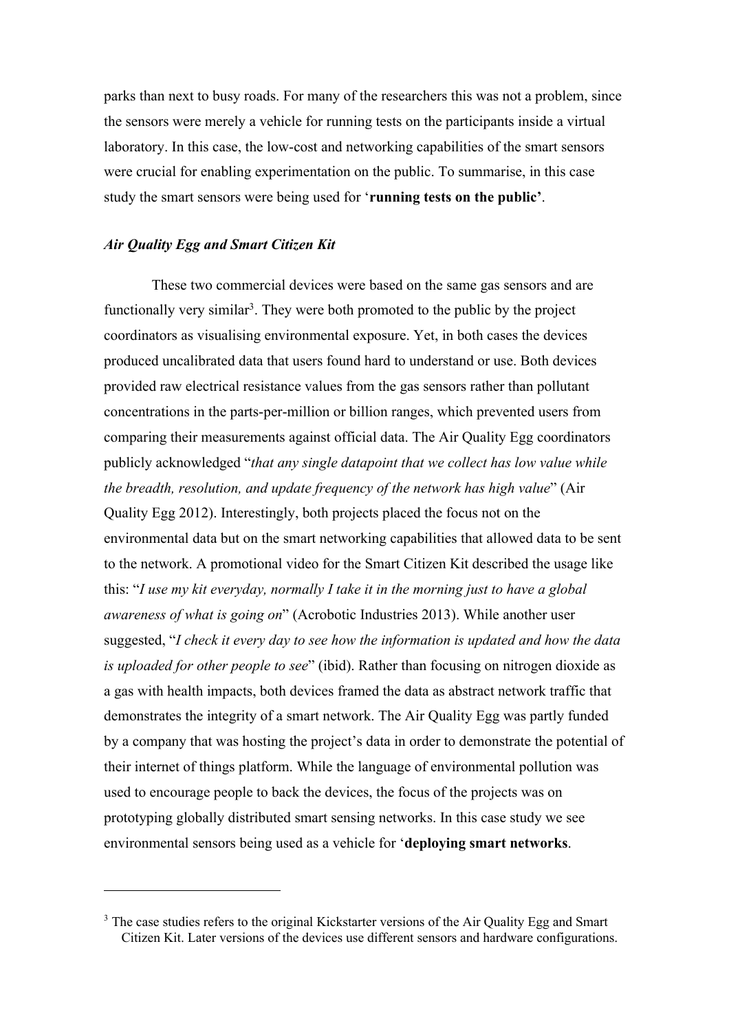parks than next to busy roads. For many of the researchers this was not a problem, since the sensors were merely a vehicle for running tests on the participants inside a virtual laboratory. In this case, the low-cost and networking capabilities of the smart sensors were crucial for enabling experimentation on the public. To summarise, in this case study the smart sensors were being used for '**running tests on the public'**.

### *Air Quality Egg and Smart Citizen Kit*

These two commercial devices were based on the same gas sensors and are functionally very similar[3]. They were both promoted to the public by the project coordinators as visualising environmental exposure. Yet, in both cases the devices produced uncalibrated data that users found hard to understand or use. Both devices provided raw electrical resistance values from the gas sensors rather than pollutant concentrations in the parts-per-million or billion ranges, which prevented users from comparing their measurements against official data. The Air Quality Egg coordinators publicly acknowledged "*that any single datapoint that we collect has low value while the breadth, resolution, and update frequency of the network has high value*" (Air Quality Egg 2012). Interestingly, both projects placed the focus not on the environmental data but on the smart networking capabilities that allowed data to be sent to the network. A promotional video for the Smart Citizen Kit described the usage like this: "*I use my kit everyday, normally I take it in the morning just to have a global awareness of what is going on*" (Acrobotic Industries 2013). While another user suggested, "*I check it every day to see how the information is updated and how the data is uploaded for other people to see*" (ibid). Rather than focusing on nitrogen dioxide as a gas with health impacts, both devices framed the data as abstract network traffic that demonstrates the integrity of a smart network. The Air Quality Egg was partly funded by a company that was hosting the project's data in order to demonstrate the potential of their internet of things platform. While the language of environmental pollution was used to encourage people to back the devices, the focus of the projects was on prototyping globally distributed smart sensing networks. In this case study we see environmental sensors being used as a vehicle for '**deploying smart networks**.

---

[3] The case studies refers to the original Kickstarter versions of the Air Quality Egg and Smart Citizen Kit. Later versions of the devices use different sensors and hardware configurations.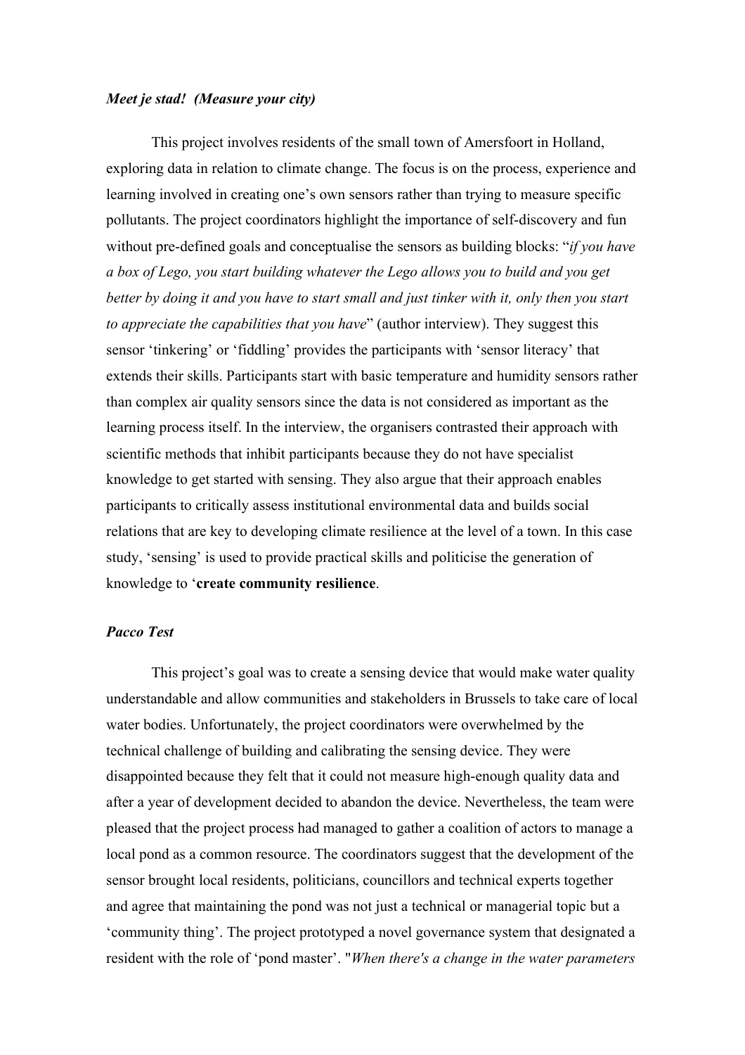***Meet je stad! (Measure your city)***

This project involves residents of the small town of Amersfoort in Holland, exploring data in relation to climate change. The focus is on the process, experience and learning involved in creating one's own sensors rather than trying to measure specific pollutants. The project coordinators highlight the importance of self-discovery and fun without pre-defined goals and conceptualise the sensors as building blocks: "*if you have a box of Lego, you start building whatever the Lego allows you to build and you get better by doing it and you have to start small and just tinker with it, only then you start to appreciate the capabilities that you have*" (author interview). They suggest this sensor 'tinkering' or 'fiddling' provides the participants with 'sensor literacy' that extends their skills. Participants start with basic temperature and humidity sensors rather than complex air quality sensors since the data is not considered as important as the learning process itself. In the interview, the organisers contrasted their approach with scientific methods that inhibit participants because they do not have specialist knowledge to get started with sensing. They also argue that their approach enables participants to critically assess institutional environmental data and builds social relations that are key to developing climate resilience at the level of a town. In this case study, 'sensing' is used to provide practical skills and politicise the generation of knowledge to '**create community resilience**.

***Pacco Test***

This project's goal was to create a sensing device that would make water quality understandable and allow communities and stakeholders in Brussels to take care of local water bodies. Unfortunately, the project coordinators were overwhelmed by the technical challenge of building and calibrating the sensing device. They were disappointed because they felt that it could not measure high-enough quality data and after a year of development decided to abandon the device. Nevertheless, the team were pleased that the project process had managed to gather a coalition of actors to manage a local pond as a common resource. The coordinators suggest that the development of the sensor brought local residents, politicians, councillors and technical experts together and agree that maintaining the pond was not just a technical or managerial topic but a 'community thing'. The project prototyped a novel governance system that designated a resident with the role of 'pond master'. "*When there's a change in the water parameters*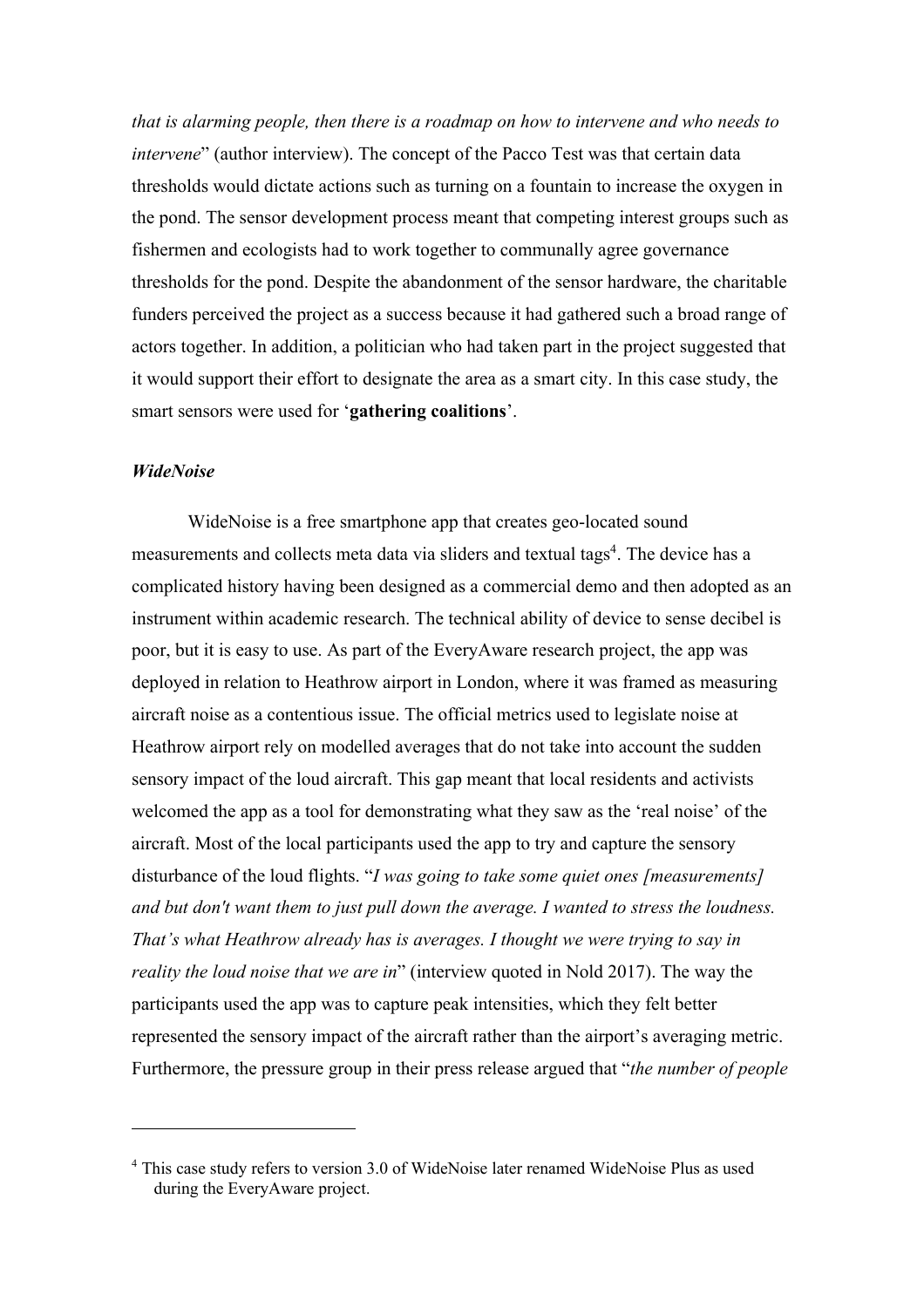*that is alarming people, then there is a roadmap on how to intervene and who needs to intervene*" (author interview). The concept of the Pacco Test was that certain data thresholds would dictate actions such as turning on a fountain to increase the oxygen in the pond. The sensor development process meant that competing interest groups such as fishermen and ecologists had to work together to communally agree governance thresholds for the pond. Despite the abandonment of the sensor hardware, the charitable funders perceived the project as a success because it had gathered such a broad range of actors together. In addition, a politician who had taken part in the project suggested that it would support their effort to designate the area as a smart city. In this case study, the smart sensors were used for '**gathering coalitions**'.

### *WideNoise*

WideNoise is a free smartphone app that creates geo-located sound measurements and collects meta data via sliders and textual tags[4]. The device has a complicated history having been designed as a commercial demo and then adopted as an instrument within academic research. The technical ability of device to sense decibel is poor, but it is easy to use. As part of the EveryAware research project, the app was deployed in relation to Heathrow airport in London, where it was framed as measuring aircraft noise as a contentious issue. The official metrics used to legislate noise at Heathrow airport rely on modelled averages that do not take into account the sudden sensory impact of the loud aircraft. This gap meant that local residents and activists welcomed the app as a tool for demonstrating what they saw as the 'real noise' of the aircraft. Most of the local participants used the app to try and capture the sensory disturbance of the loud flights. "*I was going to take some quiet ones [measurements] and but don't want them to just pull down the average. I wanted to stress the loudness. That's what Heathrow already has is averages. I thought we were trying to say in reality the loud noise that we are in*" (interview quoted in Nold 2017). The way the participants used the app was to capture peak intensities, which they felt better represented the sensory impact of the aircraft rather than the airport's averaging metric. Furthermore, the pressure group in their press release argued that "*the number of people*

---

[4] This case study refers to version 3.0 of WideNoise later renamed WideNoise Plus as used during the EveryAware project.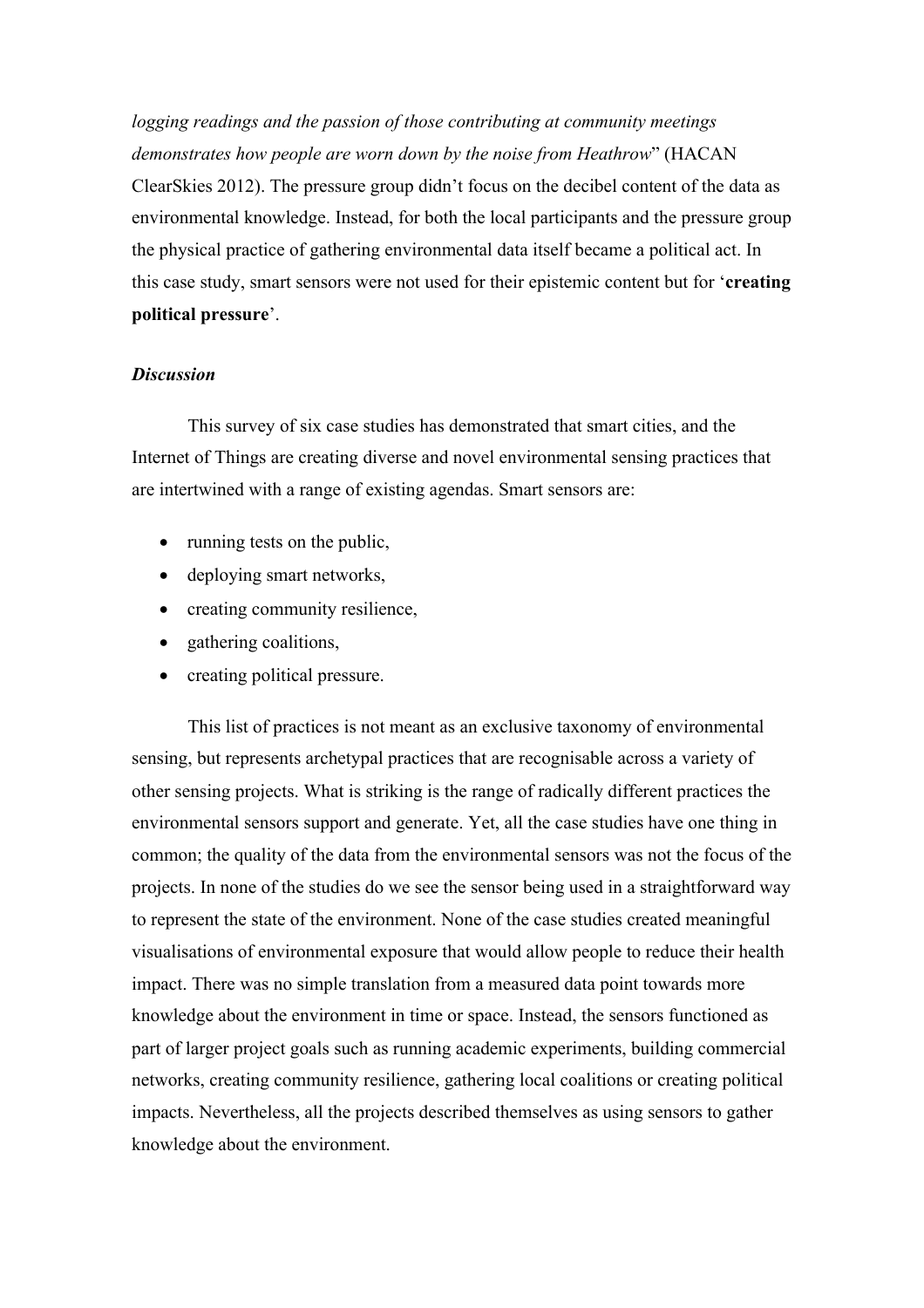*logging readings and the passion of those contributing at community meetings demonstrates how people are worn down by the noise from Heathrow*" (HACAN ClearSkies 2012). The pressure group didn't focus on the decibel content of the data as environmental knowledge. Instead, for both the local participants and the pressure group the physical practice of gathering environmental data itself became a political act. In this case study, smart sensors were not used for their epistemic content but for '**creating political pressure**'.

***Discussion***

This survey of six case studies has demonstrated that smart cities, and the Internet of Things are creating diverse and novel environmental sensing practices that are intertwined with a range of existing agendas. Smart sensors are:

- running tests on the public,
- deploying smart networks,
- creating community resilience,
- gathering coalitions,
- creating political pressure.

This list of practices is not meant as an exclusive taxonomy of environmental sensing, but represents archetypal practices that are recognisable across a variety of other sensing projects. What is striking is the range of radically different practices the environmental sensors support and generate. Yet, all the case studies have one thing in common; the quality of the data from the environmental sensors was not the focus of the projects. In none of the studies do we see the sensor being used in a straightforward way to represent the state of the environment. None of the case studies created meaningful visualisations of environmental exposure that would allow people to reduce their health impact. There was no simple translation from a measured data point towards more knowledge about the environment in time or space. Instead, the sensors functioned as part of larger project goals such as running academic experiments, building commercial networks, creating community resilience, gathering local coalitions or creating political impacts. Nevertheless, all the projects described themselves as using sensors to gather knowledge about the environment.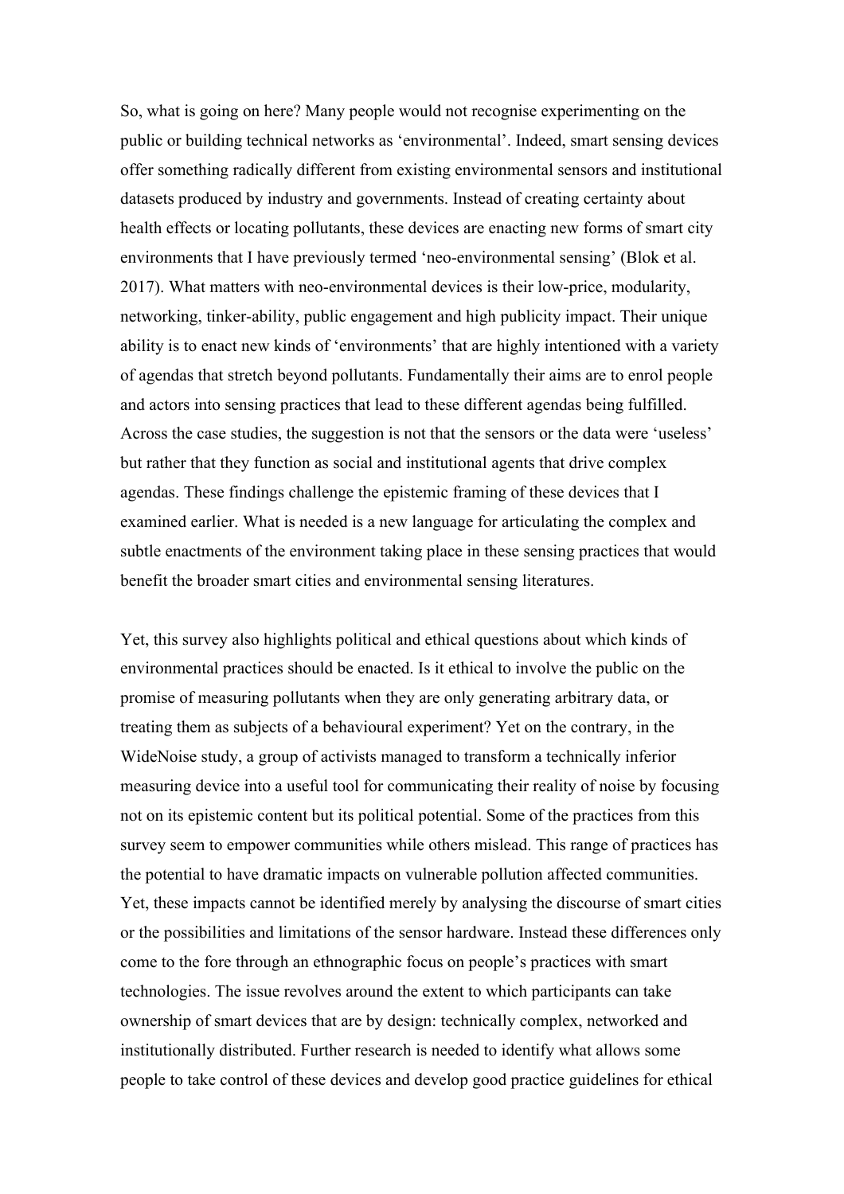So, what is going on here? Many people would not recognise experimenting on the public or building technical networks as 'environmental'. Indeed, smart sensing devices offer something radically different from existing environmental sensors and institutional datasets produced by industry and governments. Instead of creating certainty about health effects or locating pollutants, these devices are enacting new forms of smart city environments that I have previously termed 'neo-environmental sensing' (Blok et al. 2017). What matters with neo-environmental devices is their low-price, modularity, networking, tinker-ability, public engagement and high publicity impact. Their unique ability is to enact new kinds of 'environments' that are highly intentioned with a variety of agendas that stretch beyond pollutants. Fundamentally their aims are to enrol people and actors into sensing practices that lead to these different agendas being fulfilled. Across the case studies, the suggestion is not that the sensors or the data were 'useless' but rather that they function as social and institutional agents that drive complex agendas. These findings challenge the epistemic framing of these devices that I examined earlier. What is needed is a new language for articulating the complex and subtle enactments of the environment taking place in these sensing practices that would benefit the broader smart cities and environmental sensing literatures.

Yet, this survey also highlights political and ethical questions about which kinds of environmental practices should be enacted. Is it ethical to involve the public on the promise of measuring pollutants when they are only generating arbitrary data, or treating them as subjects of a behavioural experiment? Yet on the contrary, in the WideNoise study, a group of activists managed to transform a technically inferior measuring device into a useful tool for communicating their reality of noise by focusing not on its epistemic content but its political potential. Some of the practices from this survey seem to empower communities while others mislead. This range of practices has the potential to have dramatic impacts on vulnerable pollution affected communities. Yet, these impacts cannot be identified merely by analysing the discourse of smart cities or the possibilities and limitations of the sensor hardware. Instead these differences only come to the fore through an ethnographic focus on people's practices with smart technologies. The issue revolves around the extent to which participants can take ownership of smart devices that are by design: technically complex, networked and institutionally distributed. Further research is needed to identify what allows some people to take control of these devices and develop good practice guidelines for ethical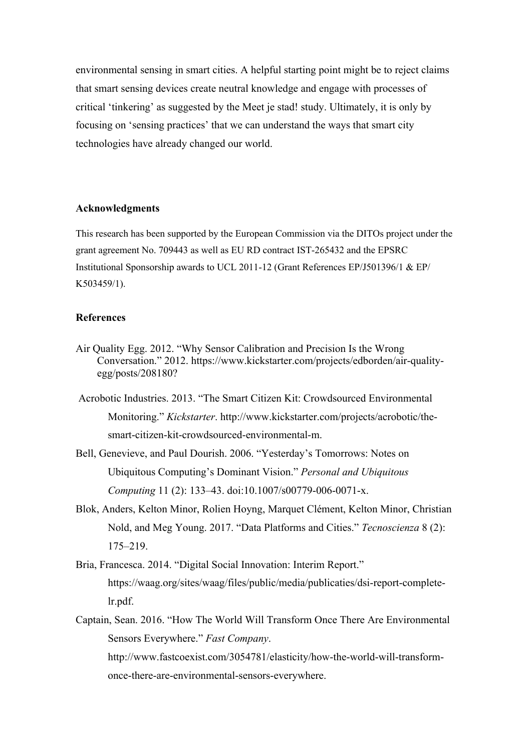environmental sensing in smart cities. A helpful starting point might be to reject claims that smart sensing devices create neutral knowledge and engage with processes of critical 'tinkering' as suggested by the Meet je stad! study. Ultimately, it is only by focusing on 'sensing practices' that we can understand the ways that smart city technologies have already changed our world.

## Acknowledgments

This research has been supported by the European Commission via the DITOs project under the grant agreement No. 709443 as well as EU RD contract IST-265432 and the EPSRC Institutional Sponsorship awards to UCL 2011-12 (Grant References EP/J501396/1 & EP/K503459/1).

## References

Air Quality Egg. 2012. "Why Sensor Calibration and Precision Is the Wrong Conversation." 2012. https://www.kickstarter.com/projects/edborden/air-quality-egg/posts/208180?

Acrobotic Industries. 2013. "The Smart Citizen Kit: Crowdsourced Environmental Monitoring." *Kickstarter*. http://www.kickstarter.com/projects/acrobotic/the-smart-citizen-kit-crowdsourced-environmental-m.

Bell, Genevieve, and Paul Dourish. 2006. "Yesterday's Tomorrows: Notes on Ubiquitous Computing's Dominant Vision." *Personal and Ubiquitous Computing* 11 (2): 133–43. doi:10.1007/s00779-006-0071-x.

Blok, Anders, Kelton Minor, Rolien Hoyng, Marquet Clément, Kelton Minor, Christian Nold, and Meg Young. 2017. "Data Platforms and Cities." *Tecnoscienza* 8 (2): 175–219.

Bria, Francesca. 2014. "Digital Social Innovation: Interim Report." https://waag.org/sites/waag/files/public/media/publicaties/dsi-report-complete-lr.pdf.

Captain, Sean. 2016. "How The World Will Transform Once There Are Environmental Sensors Everywhere." *Fast Company*. http://www.fastcoexist.com/3054781/elasticity/how-the-world-will-transform-once-there-are-environmental-sensors-everywhere.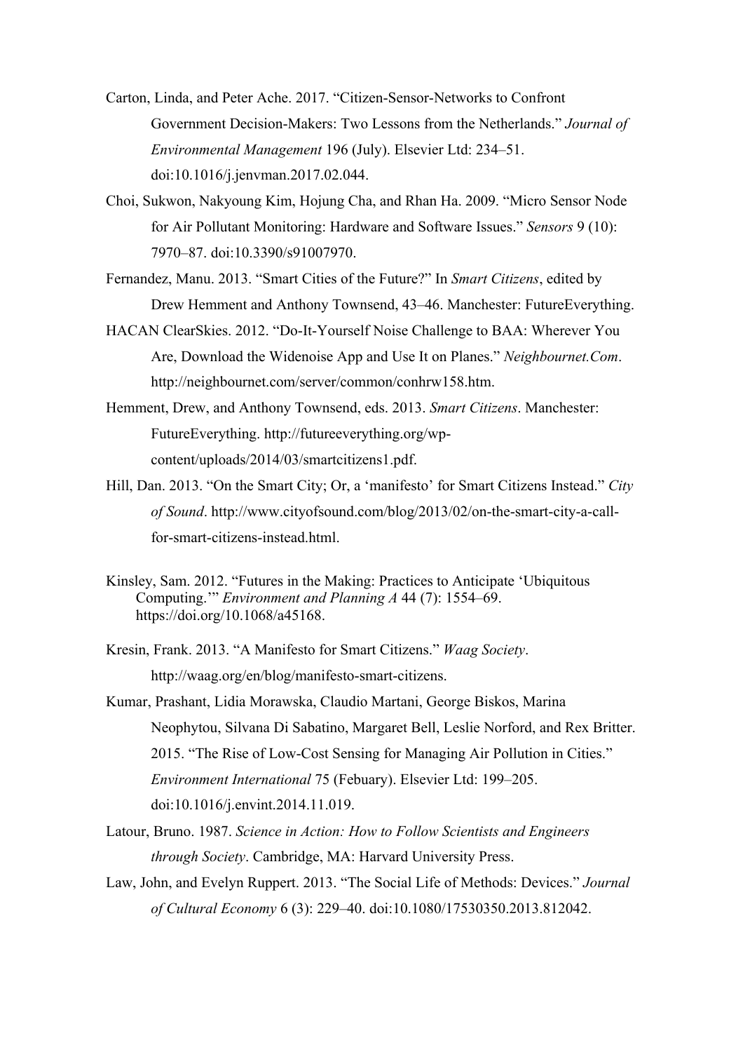Carton, Linda, and Peter Ache. 2017. "Citizen-Sensor-Networks to Confront Government Decision-Makers: Two Lessons from the Netherlands." *Journal of Environmental Management* 196 (July). Elsevier Ltd: 234–51. doi:10.1016/j.jenvman.2017.02.044.

Choi, Sukwon, Nakyoung Kim, Hojung Cha, and Rhan Ha. 2009. "Micro Sensor Node for Air Pollutant Monitoring: Hardware and Software Issues." *Sensors* 9 (10): 7970–87. doi:10.3390/s91007970.

Fernandez, Manu. 2013. "Smart Cities of the Future?" In *Smart Citizens*, edited by Drew Hemment and Anthony Townsend, 43–46. Manchester: FutureEverything.

HACAN ClearSkies. 2012. "Do-It-Yourself Noise Challenge to BAA: Wherever You Are, Download the Widenoise App and Use It on Planes." *Neighbournet.Com*. http://neighbournet.com/server/common/conhrw158.htm.

Hemment, Drew, and Anthony Townsend, eds. 2013. *Smart Citizens*. Manchester: FutureEverything. http://futureeverything.org/wp-content/uploads/2014/03/smartcitizens1.pdf.

Hill, Dan. 2013. "On the Smart City; Or, a 'manifesto' for Smart Citizens Instead." *City of Sound*. http://www.cityofsound.com/blog/2013/02/on-the-smart-city-a-call-for-smart-citizens-instead.html.

Kinsley, Sam. 2012. "Futures in the Making: Practices to Anticipate 'Ubiquitous Computing.'" *Environment and Planning A* 44 (7): 1554–69. https://doi.org/10.1068/a45168.

Kresin, Frank. 2013. "A Manifesto for Smart Citizens." *Waag Society*. http://waag.org/en/blog/manifesto-smart-citizens.

Kumar, Prashant, Lidia Morawska, Claudio Martani, George Biskos, Marina Neophytou, Silvana Di Sabatino, Margaret Bell, Leslie Norford, and Rex Britter. 2015. "The Rise of Low-Cost Sensing for Managing Air Pollution in Cities." *Environment International* 75 (Febuary). Elsevier Ltd: 199–205. doi:10.1016/j.envint.2014.11.019.

Latour, Bruno. 1987. *Science in Action: How to Follow Scientists and Engineers through Society*. Cambridge, MA: Harvard University Press.

Law, John, and Evelyn Ruppert. 2013. "The Social Life of Methods: Devices." *Journal of Cultural Economy* 6 (3): 229–40. doi:10.1080/17530350.2013.812042.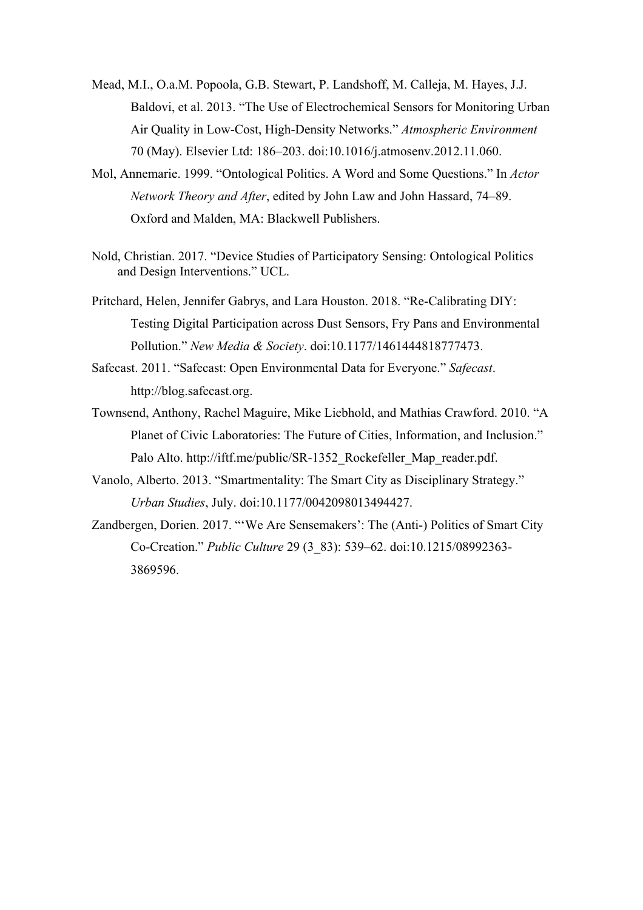Mead, M.I., O.a.M. Popoola, G.B. Stewart, P. Landshoff, M. Calleja, M. Hayes, J.J. Baldovi, et al. 2013. "The Use of Electrochemical Sensors for Monitoring Urban Air Quality in Low-Cost, High-Density Networks." *Atmospheric Environment* 70 (May). Elsevier Ltd: 186–203. doi:10.1016/j.atmosenv.2012.11.060.

Mol, Annemarie. 1999. "Ontological Politics. A Word and Some Questions." In *Actor Network Theory and After*, edited by John Law and John Hassard, 74–89. Oxford and Malden, MA: Blackwell Publishers.

Nold, Christian. 2017. "Device Studies of Participatory Sensing: Ontological Politics and Design Interventions." UCL.

Pritchard, Helen, Jennifer Gabrys, and Lara Houston. 2018. "Re-Calibrating DIY: Testing Digital Participation across Dust Sensors, Fry Pans and Environmental Pollution." *New Media & Society*. doi:10.1177/1461444818777473.

Safecast. 2011. "Safecast: Open Environmental Data for Everyone." *Safecast*. http://blog.safecast.org.

Townsend, Anthony, Rachel Maguire, Mike Liebhold, and Mathias Crawford. 2010. "A Planet of Civic Laboratories: The Future of Cities, Information, and Inclusion." Palo Alto. http://iftf.me/public/SR-1352_Rockefeller_Map_reader.pdf.

Vanolo, Alberto. 2013. "Smartmentality: The Smart City as Disciplinary Strategy." *Urban Studies*, July. doi:10.1177/0042098013494427.

Zandbergen, Dorien. 2017. "'We Are Sensemakers': The (Anti-) Politics of Smart City Co-Creation." *Public Culture* 29 (3_83): 539–62. doi:10.1215/08992363-3869596.